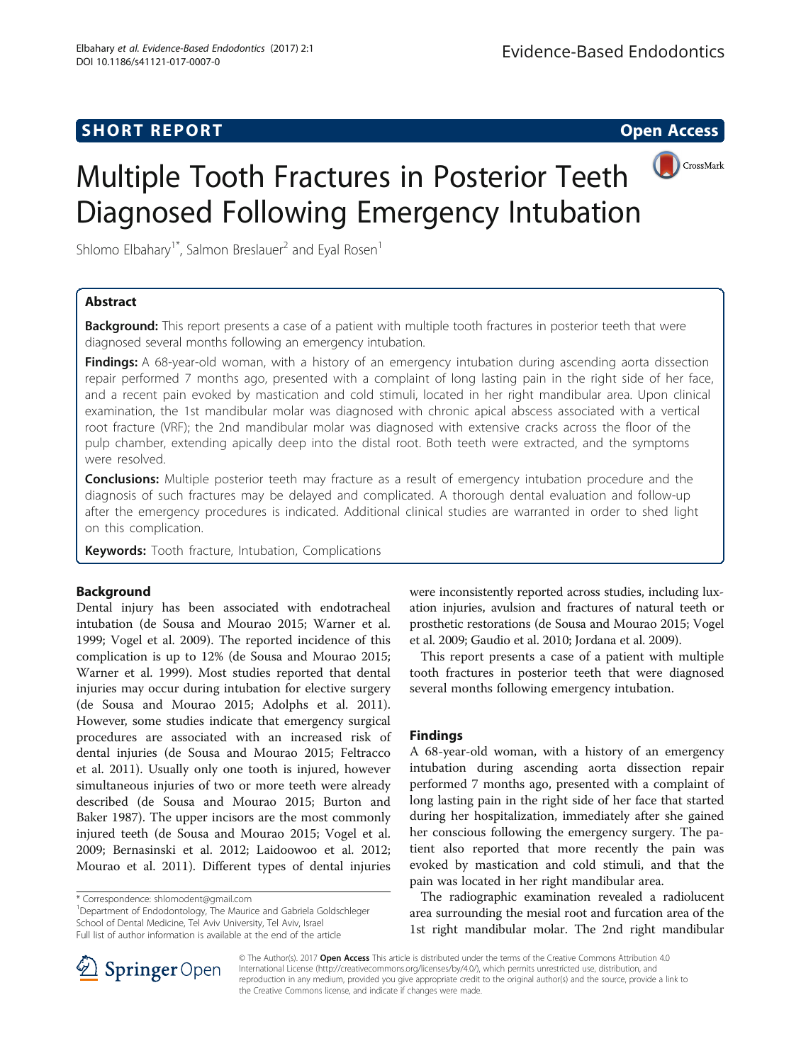**SHORT REPORT** **Open Access**

# Multiple Tooth Fractures in Posterior Teeth Diagnosed Following Emergency Intubation

Shlomo Elbahary[1*], Salmon Breslauer[2] and Eyal Rosen[1]

## Abstract

**Background:** This report presents a case of a patient with multiple tooth fractures in posterior teeth that were diagnosed several months following an emergency intubation.

**Findings:** A 68-year-old woman, with a history of an emergency intubation during ascending aorta dissection repair performed 7 months ago, presented with a complaint of long lasting pain in the right side of her face, and a recent pain evoked by mastication and cold stimuli, located in her right mandibular area. Upon clinical examination, the 1st mandibular molar was diagnosed with chronic apical abscess associated with a vertical root fracture (VRF); the 2nd mandibular molar was diagnosed with extensive cracks across the floor of the pulp chamber, extending apically deep into the distal root. Both teeth were extracted, and the symptoms were resolved.

**Conclusions:** Multiple posterior teeth may fracture as a result of emergency intubation procedure and the diagnosis of such fractures may be delayed and complicated. A thorough dental evaluation and follow-up after the emergency procedures is indicated. Additional clinical studies are warranted in order to shed light on this complication.

**Keywords:** Tooth fracture, Intubation, Complications

## Background

Dental injury has been associated with endotracheal intubation (de Sousa and Mourao 2015; Warner et al. 1999; Vogel et al. 2009). The reported incidence of this complication is up to 12% (de Sousa and Mourao 2015; Warner et al. 1999). Most studies reported that dental injuries may occur during intubation for elective surgery (de Sousa and Mourao 2015; Adolphs et al. 2011). However, some studies indicate that emergency surgical procedures are associated with an increased risk of dental injuries (de Sousa and Mourao 2015; Feltracco et al. 2011). Usually only one tooth is injured, however simultaneous injuries of two or more teeth were already described (de Sousa and Mourao 2015; Burton and Baker 1987). The upper incisors are the most commonly injured teeth (de Sousa and Mourao 2015; Vogel et al. 2009; Bernasinski et al. 2012; Laidoowoo et al. 2012; Mourao et al. 2011). Different types of dental injuries were inconsistently reported across studies, including luxation injuries, avulsion and fractures of natural teeth or prosthetic restorations (de Sousa and Mourao 2015; Vogel et al. 2009; Gaudio et al. 2010; Jordana et al. 2009).

This report presents a case of a patient with multiple tooth fractures in posterior teeth that were diagnosed several months following emergency intubation.

## Findings

A 68-year-old woman, with a history of an emergency intubation during ascending aorta dissection repair performed 7 months ago, presented with a complaint of long lasting pain in the right side of her face that started during her hospitalization, immediately after she gained her conscious following the emergency surgery. The patient also reported that more recently the pain was evoked by mastication and cold stimuli, and that the pain was located in her right mandibular area.

The radiographic examination revealed a radiolucent area surrounding the mesial root and furcation area of the 1st right mandibular molar. The 2nd right mandibular

\* Correspondence: shlomodent@gmail.com
[1]Department of Endodontology, The Maurice and Gabriela Goldschleger School of Dental Medicine, Tel Aviv University, Tel Aviv, Israel
Full list of author information is available at the end of the article

© The Author(s). 2017 **Open Access** This article is distributed under the terms of the Creative Commons Attribution 4.0 International License (http://creativecommons.org/licenses/by/4.0/), which permits unrestricted use, distribution, and reproduction in any medium, provided you give appropriate credit to the original author(s) and the source, provide a link to the Creative Commons license, and indicate if changes were made.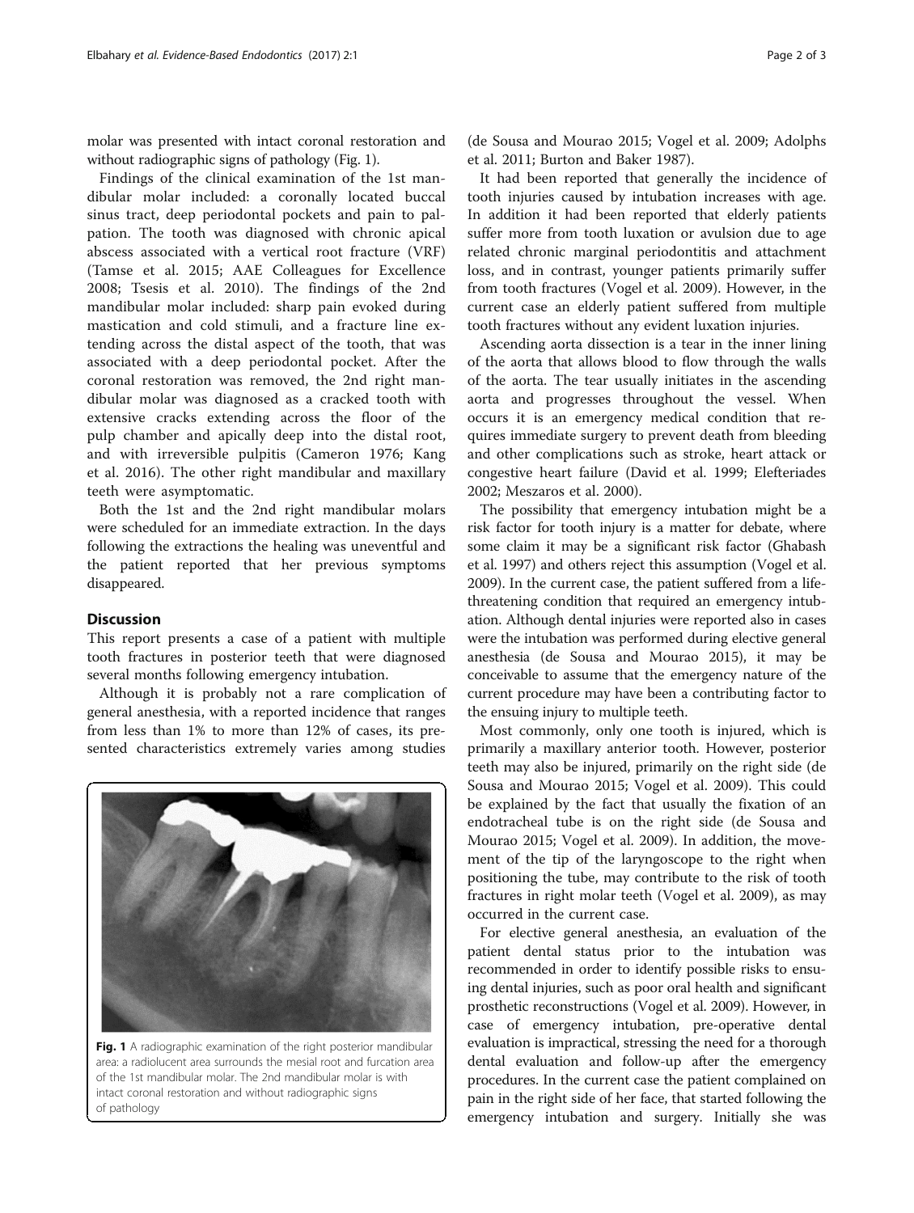molar was presented with intact coronal restoration and without radiographic signs of pathology (Fig. 1).

Findings of the clinical examination of the 1st mandibular molar included: a coronally located buccal sinus tract, deep periodontal pockets and pain to palpation. The tooth was diagnosed with chronic apical abscess associated with a vertical root fracture (VRF) (Tamse et al. 2015; AAE Colleagues for Excellence 2008; Tsesis et al. 2010). The findings of the 2nd mandibular molar included: sharp pain evoked during mastication and cold stimuli, and a fracture line extending across the distal aspect of the tooth, that was associated with a deep periodontal pocket. After the coronal restoration was removed, the 2nd right mandibular molar was diagnosed as a cracked tooth with extensive cracks extending across the floor of the pulp chamber and apically deep into the distal root, and with irreversible pulpitis (Cameron 1976; Kang et al. 2016). The other right mandibular and maxillary teeth were asymptomatic.

Both the 1st and the 2nd right mandibular molars were scheduled for an immediate extraction. In the days following the extractions the healing was uneventful and the patient reported that her previous symptoms disappeared.

## Discussion

This report presents a case of a patient with multiple tooth fractures in posterior teeth that were diagnosed several months following emergency intubation.

Although it is probably not a rare complication of general anesthesia, with a reported incidence that ranges from less than 1% to more than 12% of cases, its presented characteristics extremely varies among studies (de Sousa and Mourao 2015; Vogel et al. 2009; Adolphs et al. 2011; Burton and Baker 1987).

**Fig. 1** A radiographic examination of the right posterior mandibular area: a radiolucent area surrounds the mesial root and furcation area of the 1st mandibular molar. The 2nd mandibular molar is with intact coronal restoration and without radiographic signs of pathology

It had been reported that generally the incidence of tooth injuries caused by intubation increases with age. In addition it had been reported that elderly patients suffer more from tooth luxation or avulsion due to age related chronic marginal periodontitis and attachment loss, and in contrast, younger patients primarily suffer from tooth fractures (Vogel et al. 2009). However, in the current case an elderly patient suffered from multiple tooth fractures without any evident luxation injuries.

Ascending aorta dissection is a tear in the inner lining of the aorta that allows blood to flow through the walls of the aorta. The tear usually initiates in the ascending aorta and progresses throughout the vessel. When occurs it is an emergency medical condition that requires immediate surgery to prevent death from bleeding and other complications such as stroke, heart attack or congestive heart failure (David et al. 1999; Elefteriades 2002; Meszaros et al. 2000).

The possibility that emergency intubation might be a risk factor for tooth injury is a matter for debate, where some claim it may be a significant risk factor (Ghabash et al. 1997) and others reject this assumption (Vogel et al. 2009). In the current case, the patient suffered from a life-threatening condition that required an emergency intubation. Although dental injuries were reported also in cases were the intubation was performed during elective general anesthesia (de Sousa and Mourao 2015), it may be conceivable to assume that the emergency nature of the current procedure may have been a contributing factor to the ensuing injury to multiple teeth.

Most commonly, only one tooth is injured, which is primarily a maxillary anterior tooth. However, posterior teeth may also be injured, primarily on the right side (de Sousa and Mourao 2015; Vogel et al. 2009). This could be explained by the fact that usually the fixation of an endotracheal tube is on the right side (de Sousa and Mourao 2015; Vogel et al. 2009). In addition, the movement of the tip of the laryngoscope to the right when positioning the tube, may contribute to the risk of tooth fractures in right molar teeth (Vogel et al. 2009), as may occurred in the current case.

For elective general anesthesia, an evaluation of the patient dental status prior to the intubation was recommended in order to identify possible risks to ensuing dental injuries, such as poor oral health and significant prosthetic reconstructions (Vogel et al. 2009). However, in case of emergency intubation, pre-operative dental evaluation is impractical, stressing the need for a thorough dental evaluation and follow-up after the emergency procedures. In the current case the patient complained on pain in the right side of her face, that started following the emergency intubation and surgery. Initially she was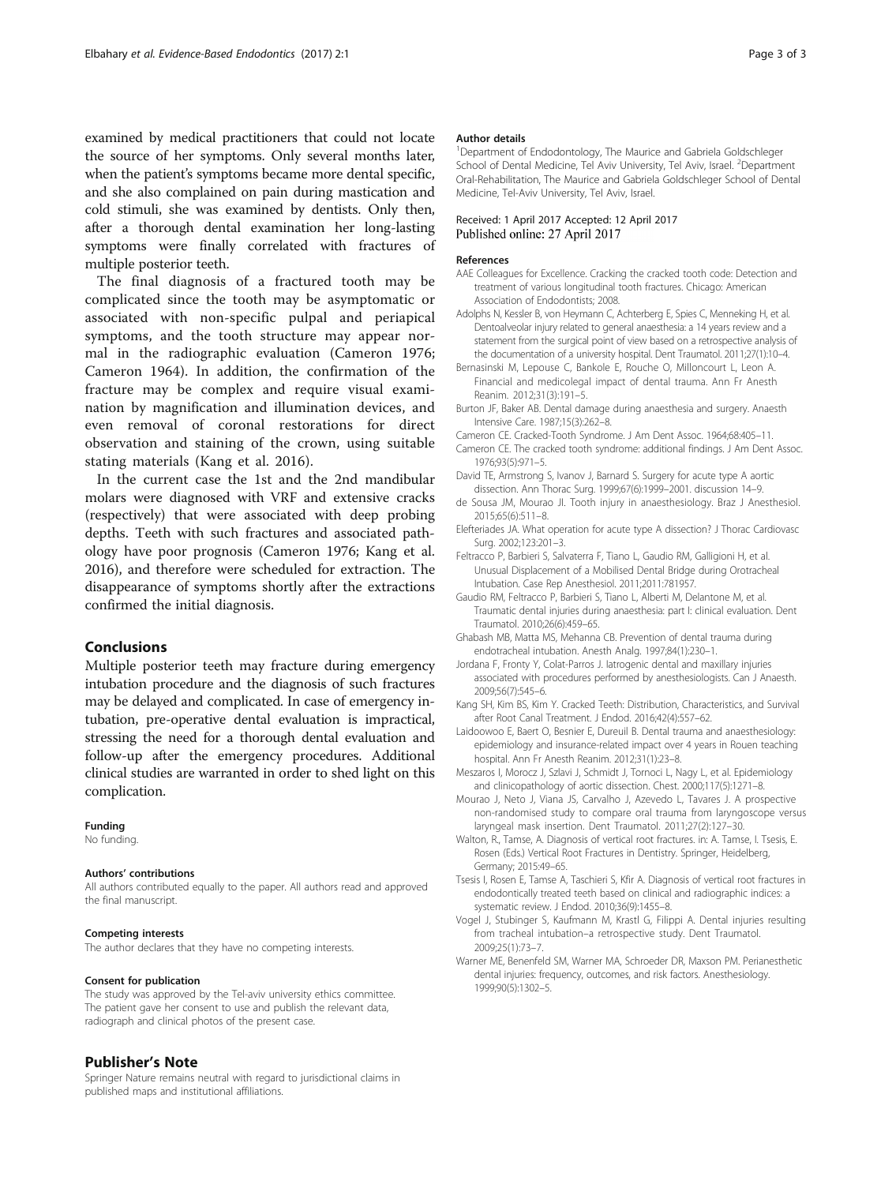examined by medical practitioners that could not locate the source of her symptoms. Only several months later, when the patient's symptoms became more dental specific, and she also complained on pain during mastication and cold stimuli, she was examined by dentists. Only then, after a thorough dental examination her long-lasting symptoms were finally correlated with fractures of multiple posterior teeth.

The final diagnosis of a fractured tooth may be complicated since the tooth may be asymptomatic or associated with non-specific pulpal and periapical symptoms, and the tooth structure may appear normal in the radiographic evaluation (Cameron 1976; Cameron 1964). In addition, the confirmation of the fracture may be complex and require visual examination by magnification and illumination devices, and even removal of coronal restorations for direct observation and staining of the crown, using suitable stating materials (Kang et al. 2016).

In the current case the 1st and the 2nd mandibular molars were diagnosed with VRF and extensive cracks (respectively) that were associated with deep probing depths. Teeth with such fractures and associated pathology have poor prognosis (Cameron 1976; Kang et al. 2016), and therefore were scheduled for extraction. The disappearance of symptoms shortly after the extractions confirmed the initial diagnosis.

## Conclusions

Multiple posterior teeth may fracture during emergency intubation procedure and the diagnosis of such fractures may be delayed and complicated. In case of emergency intubation, pre-operative dental evaluation is impractical, stressing the need for a thorough dental evaluation and follow-up after the emergency procedures. Additional clinical studies are warranted in order to shed light on this complication.

#### Funding

No funding.

#### Authors' contributions

All authors contributed equally to the paper. All authors read and approved the final manuscript.

#### Competing interests

The author declares that they have no competing interests.

#### Consent for publication

The study was approved by the Tel-aviv university ethics committee. The patient gave her consent to use and publish the relevant data, radiograph and clinical photos of the present case.

## Publisher's Note

Springer Nature remains neutral with regard to jurisdictional claims in published maps and institutional affiliations.

#### Author details

[1]Department of Endodontology, The Maurice and Gabriela Goldschleger School of Dental Medicine, Tel Aviv University, Tel Aviv, Israel. [2]Department Oral-Rehabilitation, The Maurice and Gabriela Goldschleger School of Dental Medicine, Tel-Aviv University, Tel Aviv, Israel.

Received: 1 April 2017 Accepted: 12 April 2017
Published online: 27 April 2017

#### References

AAE Colleagues for Excellence. Cracking the cracked tooth code: Detection and treatment of various longitudinal tooth fractures. Chicago: American Association of Endodontists; 2008.

Adolphs N, Kessler B, von Heymann C, Achterberg E, Spies C, Menneking H, et al. Dentoalveolar injury related to general anaesthesia: a 14 years review and a statement from the surgical point of view based on a retrospective analysis of the documentation of a university hospital. Dent Traumatol. 2011;27(1):10–4.

Bernasinski M, Lepouse C, Bankole E, Rouche O, Milloncourt L, Leon A. Financial and medicolegal impact of dental trauma. Ann Fr Anesth Reanim. 2012;31(3):191–5.

Burton JF, Baker AB. Dental damage during anaesthesia and surgery. Anaesth Intensive Care. 1987;15(3):262–8.

Cameron CE. Cracked-Tooth Syndrome. J Am Dent Assoc. 1964;68:405–11.

Cameron CE. The cracked tooth syndrome: additional findings. J Am Dent Assoc. 1976;93(5):971–5.

David TE, Armstrong S, Ivanov J, Barnard S. Surgery for acute type A aortic dissection. Ann Thorac Surg. 1999;67(6):1999–2001. discussion 14–9.

de Sousa JM, Mourao JI. Tooth injury in anaesthesiology. Braz J Anesthesiol. 2015;65(6):511–8.

Elefteriades JA. What operation for acute type A dissection? J Thorac Cardiovasc Surg. 2002;123:201–3.

Feltracco P, Barbieri S, Salvaterra F, Tiano L, Gaudio RM, Galligioni H, et al. Unusual Displacement of a Mobilised Dental Bridge during Orotracheal Intubation. Case Rep Anesthesiol. 2011;2011:781957.

Gaudio RM, Feltracco P, Barbieri S, Tiano L, Alberti M, Delantone M, et al. Traumatic dental injuries during anaesthesia: part I: clinical evaluation. Dent Traumatol. 2010;26(6):459–65.

Ghabash MB, Matta MS, Mehanna CB. Prevention of dental trauma during endotracheal intubation. Anesth Analg. 1997;84(1):230–1.

Jordana F, Fronty Y, Colat-Parros J. Iatrogenic dental and maxillary injuries associated with procedures performed by anesthesiologists. Can J Anaesth. 2009;56(7):545–6.

Kang SH, Kim BS, Kim Y. Cracked Teeth: Distribution, Characteristics, and Survival after Root Canal Treatment. J Endod. 2016;42(4):557–62.

Laidoowoo E, Baert O, Besnier E, Dureuil B. Dental trauma and anaesthesiology: epidemiology and insurance-related impact over 4 years in Rouen teaching hospital. Ann Fr Anesth Reanim. 2012;31(1):23–8.

Meszaros I, Morocz J, Szlavi J, Schmidt J, Tornoci L, Nagy L, et al. Epidemiology and clinicopathology of aortic dissection. Chest. 2000;117(5):1271–8.

Mourao J, Neto J, Viana JS, Carvalho J, Azevedo L, Tavares J. A prospective non-randomised study to compare oral trauma from laryngoscope versus laryngeal mask insertion. Dent Traumatol. 2011;27(2):127–30.

Walton, R., Tamse, A. Diagnosis of vertical root fractures. in: A. Tamse, I. Tsesis, E. Rosen (Eds.) Vertical Root Fractures in Dentistry. Springer, Heidelberg, Germany; 2015:49–65.

Tsesis I, Rosen E, Tamse A, Taschieri S, Kfir A. Diagnosis of vertical root fractures in endodontically treated teeth based on clinical and radiographic indices: a systematic review. J Endod. 2010;36(9):1455–8.

Vogel J, Stubinger S, Kaufmann M, Krastl G, Filippi A. Dental injuries resulting from tracheal intubation–a retrospective study. Dent Traumatol. 2009;25(1):73–7.

Warner ME, Benenfeld SM, Warner MA, Schroeder DR, Maxson PM. Perianesthetic dental injuries: frequency, outcomes, and risk factors. Anesthesiology. 1999;90(5):1302–5.